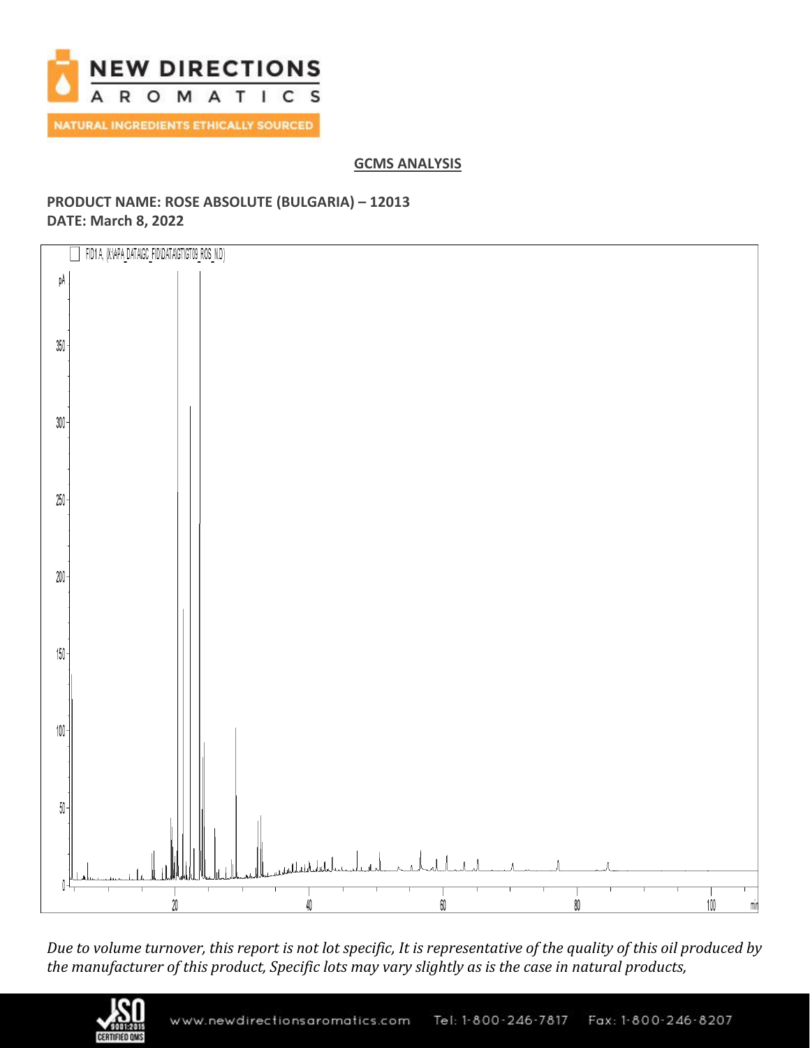## GCMS ANALYSIS

**PRODUCT NAME: ROSE ABSOLUTE (BULGARIA) – 12013**
**DATE: March 8, 2022**

*Due to volume turnover, this report is not lot specific, It is representative of the quality of this oil produced by the manufacturer of this product, Specific lots may vary slightly as is the case in natural products,*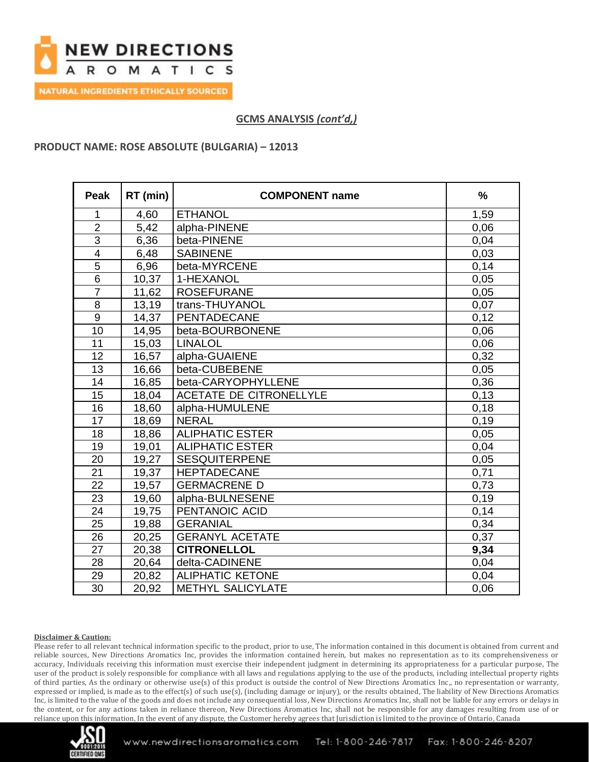## GCMS ANALYSIS *(cont'd,)*

**PRODUCT NAME: ROSE ABSOLUTE (BULGARIA) – 12013**

| Peak | RT (min) | COMPONENT name | % |
|---|---|---|---|
| 1 | 4,60 | ETHANOL | 1,59 |
| 2 | 5,42 | alpha-PINENE | 0,06 |
| 3 | 6,36 | beta-PINENE | 0,04 |
| 4 | 6,48 | SABINENE | 0,03 |
| 5 | 6,96 | beta-MYRCENE | 0,14 |
| 6 | 10,37 | 1-HEXANOL | 0,05 |
| 7 | 11,62 | ROSEFURANE | 0,05 |
| 8 | 13,19 | trans-THUYANOL | 0,07 |
| 9 | 14,37 | PENTADECANE | 0,12 |
| 10 | 14,95 | beta-BOURBONENE | 0,06 |
| 11 | 15,03 | LINALOL | 0,06 |
| 12 | 16,57 | alpha-GUAIENE | 0,32 |
| 13 | 16,66 | beta-CUBEBENE | 0,05 |
| 14 | 16,85 | beta-CARYOPHYLLENE | 0,36 |
| 15 | 18,04 | ACETATE DE CITRONELLYLE | 0,13 |
| 16 | 18,60 | alpha-HUMULENE | 0,18 |
| 17 | 18,69 | NERAL | 0,19 |
| 18 | 18,86 | ALIPHATIC ESTER | 0,05 |
| 19 | 19,01 | ALIPHATIC ESTER | 0,04 |
| 20 | 19,27 | SESQUITERPENE | 0,05 |
| 21 | 19,37 | HEPTADECANE | 0,71 |
| 22 | 19,57 | GERMACRENE D | 0,73 |
| 23 | 19,60 | alpha-BULNESENE | 0,19 |
| 24 | 19,75 | PENTANOIC ACID | 0,14 |
| 25 | 19,88 | GERANIAL | 0,34 |
| 26 | 20,25 | GERANYL ACETATE | 0,37 |
| 27 | 20,38 | **CITRONELLOL** | **9,34** |
| 28 | 20,64 | delta-CADINENE | 0,04 |
| 29 | 20,82 | ALIPHATIC KETONE | 0,04 |
| 30 | 20,92 | METHYL SALICYLATE | 0,06 |

**Disclaimer & Caution:**

Please refer to all relevant technical information specific to the product, prior to use, The information contained in this document is obtained from current and reliable sources, New Directions Aromatics Inc, provides the information contained herein, but makes no representation as to its comprehensiveness or accuracy, Individuals receiving this information must exercise their independent judgment in determining its appropriateness for a particular purpose, The user of the product is solely responsible for compliance with all laws and regulations applying to the use of the products, including intellectual property rights of third parties, As the ordinary or otherwise use(s) of this product is outside the control of New Directions Aromatics Inc,, no representation or warranty, expressed or implied, is made as to the effect(s) of such use(s), (including damage or injury), or the results obtained, The liability of New Directions Aromatics Inc, is limited to the value of the goods and does not include any consequential loss, New Directions Aromatics Inc, shall not be liable for any errors or delays in the content, or for any actions taken in reliance thereon, New Directions Aromatics Inc, shall not be responsible for any damages resulting from use of or reliance upon this information, In the event of any dispute, the Customer hereby agrees that Jurisdiction is limited to the province of Ontario, Canada

www.newdirectionsaromatics.com Tel: 1-800-246-7817 Fax: 1-800-246-8207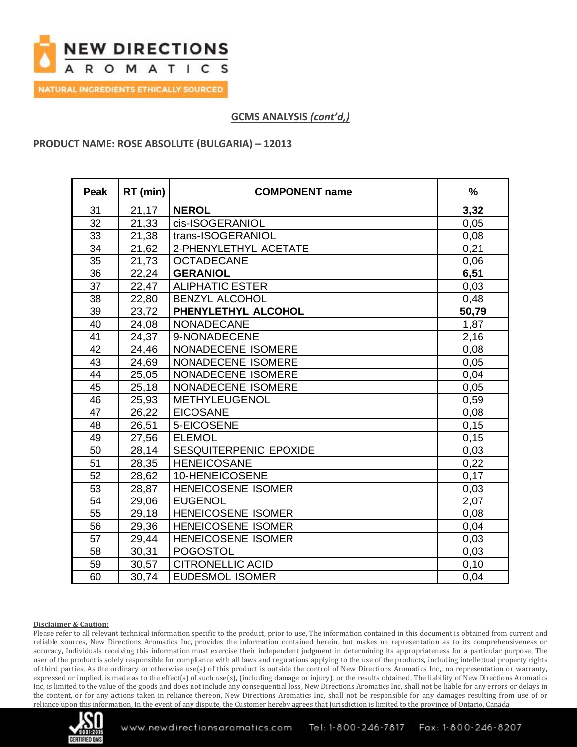## GCMS ANALYSIS *(cont'd,)*

### PRODUCT NAME: ROSE ABSOLUTE (BULGARIA) – 12013

| Peak | RT (min) | COMPONENT name | % |
|---|---|---|---|
| 31 | 21,17 | **NEROL** | **3,32** |
| 32 | 21,33 | cis-ISOGERANIOL | 0,05 |
| 33 | 21,38 | trans-ISOGERANIOL | 0,08 |
| 34 | 21,62 | 2-PHENYLETHYL ACETATE | 0,21 |
| 35 | 21,73 | OCTADECANE | 0,06 |
| 36 | 22,24 | **GERANIOL** | **6,51** |
| 37 | 22,47 | ALIPHATIC ESTER | 0,03 |
| 38 | 22,80 | BENZYL ALCOHOL | 0,48 |
| 39 | 23,72 | **PHENYLETHYL ALCOHOL** | **50,79** |
| 40 | 24,08 | NONADECANE | 1,87 |
| 41 | 24,37 | 9-NONADECENE | 2,16 |
| 42 | 24,46 | NONADECENE ISOMERE | 0,08 |
| 43 | 24,69 | NONADECENE ISOMERE | 0,05 |
| 44 | 25,05 | NONADECENE ISOMERE | 0,04 |
| 45 | 25,18 | NONADECENE ISOMERE | 0,05 |
| 46 | 25,93 | METHYLEUGENOL | 0,59 |
| 47 | 26,22 | EICOSANE | 0,08 |
| 48 | 26,51 | 5-EICOSENE | 0,15 |
| 49 | 27,56 | ELEMOL | 0,15 |
| 50 | 28,14 | SESQUITERPENIC EPOXIDE | 0,03 |
| 51 | 28,35 | HENEICOSANE | 0,22 |
| 52 | 28,62 | 10-HENEICOSENE | 0,17 |
| 53 | 28,87 | HENEICOSENE ISOMER | 0,03 |
| 54 | 29,06 | EUGENOL | 2,07 |
| 55 | 29,18 | HENEICOSENE ISOMER | 0,08 |
| 56 | 29,36 | HENEICOSENE ISOMER | 0,04 |
| 57 | 29,44 | HENEICOSENE ISOMER | 0,03 |
| 58 | 30,31 | POGOSTOL | 0,03 |
| 59 | 30,57 | CITRONELLIC ACID | 0,10 |
| 60 | 30,74 | EUDESMOL ISOMER | 0,04 |

**Disclaimer & Caution:**

Please refer to all relevant technical information specific to the product, prior to use, The information contained in this document is obtained from current and reliable sources, New Directions Aromatics Inc, provides the information contained herein, but makes no representation as to its comprehensiveness or accuracy, Individuals receiving this information must exercise their independent judgment in determining its appropriateness for a particular purpose, The user of the product is solely responsible for compliance with all laws and regulations applying to the use of the products, including intellectual property rights of third parties, As the ordinary or otherwise use(s) of this product is outside the control of New Directions Aromatics Inc,, no representation or warranty, expressed or implied, is made as to the effect(s) of such use(s), (including damage or injury), or the results obtained, The liability of New Directions Aromatics Inc, is limited to the value of the goods and does not include any consequential loss, New Directions Aromatics Inc, shall not be liable for any errors or delays in the content, or for any actions taken in reliance thereon, New Directions Aromatics Inc, shall not be responsible for any damages resulting from use of or reliance upon this information, In the event of any dispute, the Customer hereby agrees that Jurisdiction is limited to the province of Ontario, Canada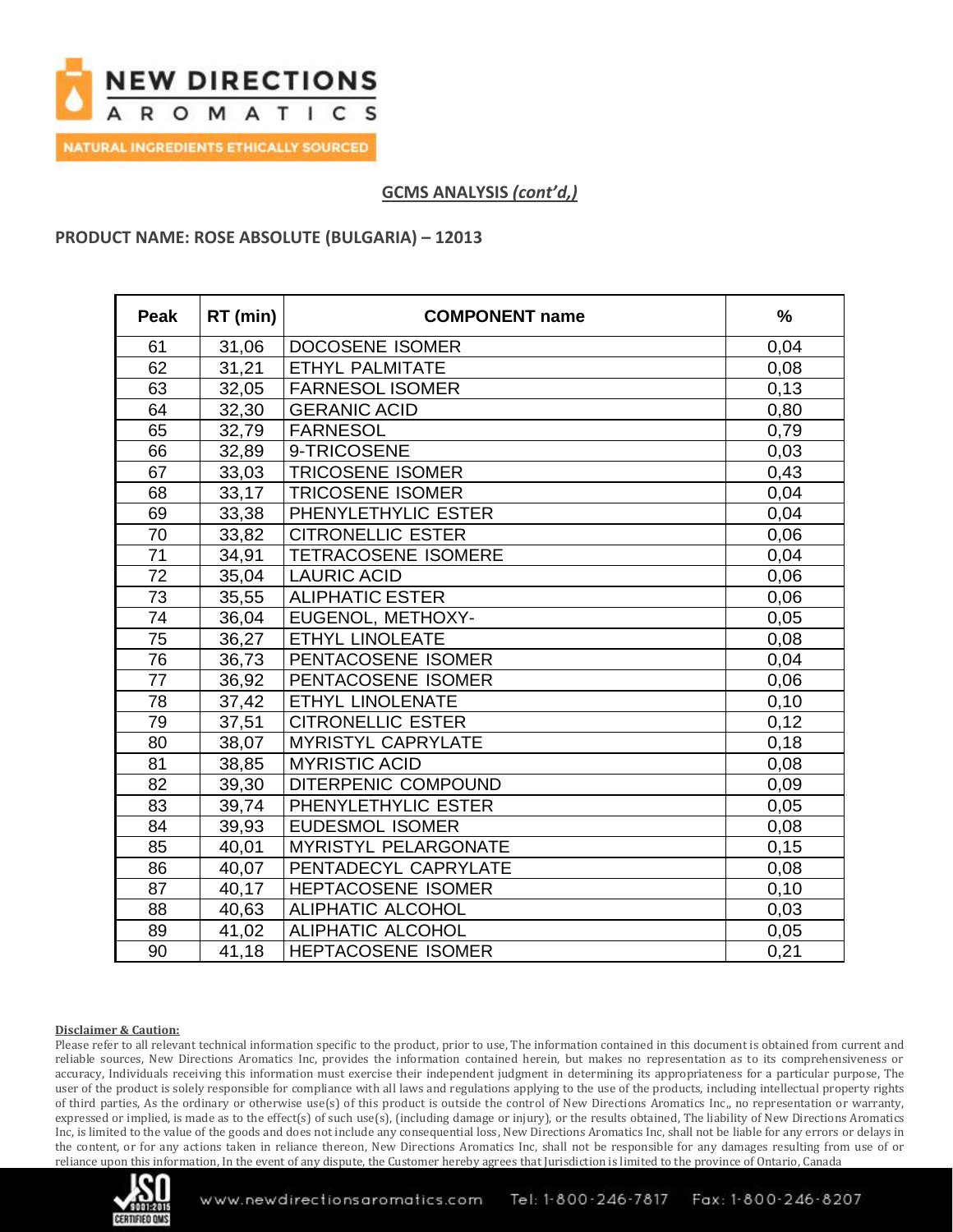## GCMS ANALYSIS *(cont'd,)*

### PRODUCT NAME: ROSE ABSOLUTE (BULGARIA) – 12013

| Peak | RT (min) | COMPONENT name | % |
|---|---|---|---|
| 61 | 31,06 | DOCOSENE ISOMER | 0,04 |
| 62 | 31,21 | ETHYL PALMITATE | 0,08 |
| 63 | 32,05 | FARNESOL ISOMER | 0,13 |
| 64 | 32,30 | GERANIC ACID | 0,80 |
| 65 | 32,79 | FARNESOL | 0,79 |
| 66 | 32,89 | 9-TRICOSENE | 0,03 |
| 67 | 33,03 | TRICOSENE ISOMER | 0,43 |
| 68 | 33,17 | TRICOSENE ISOMER | 0,04 |
| 69 | 33,38 | PHENYLETHYLIC ESTER | 0,04 |
| 70 | 33,82 | CITRONELLIC ESTER | 0,06 |
| 71 | 34,91 | TETRACOSENE ISOMERE | 0,04 |
| 72 | 35,04 | LAURIC ACID | 0,06 |
| 73 | 35,55 | ALIPHATIC ESTER | 0,06 |
| 74 | 36,04 | EUGENOL, METHOXY- | 0,05 |
| 75 | 36,27 | ETHYL LINOLEATE | 0,08 |
| 76 | 36,73 | PENTACOSENE ISOMER | 0,04 |
| 77 | 36,92 | PENTACOSENE ISOMER | 0,06 |
| 78 | 37,42 | ETHYL LINOLENATE | 0,10 |
| 79 | 37,51 | CITRONELLIC ESTER | 0,12 |
| 80 | 38,07 | MYRISTYL CAPRYLATE | 0,18 |
| 81 | 38,85 | MYRISTIC ACID | 0,08 |
| 82 | 39,30 | DITERPENIC COMPOUND | 0,09 |
| 83 | 39,74 | PHENYLETHYLIC ESTER | 0,05 |
| 84 | 39,93 | EUDESMOL ISOMER | 0,08 |
| 85 | 40,01 | MYRISTYL PELARGONATE | 0,15 |
| 86 | 40,07 | PENTADECYL CAPRYLATE | 0,08 |
| 87 | 40,17 | HEPTACOSENE ISOMER | 0,10 |
| 88 | 40,63 | ALIPHATIC ALCOHOL | 0,03 |
| 89 | 41,02 | ALIPHATIC ALCOHOL | 0,05 |
| 90 | 41,18 | HEPTACOSENE ISOMER | 0,21 |

**Disclaimer & Caution:**

Please refer to all relevant technical information specific to the product, prior to use, The information contained in this document is obtained from current and reliable sources, New Directions Aromatics Inc, provides the information contained herein, but makes no representation as to its comprehensiveness or accuracy, Individuals receiving this information must exercise their independent judgment in determining its appropriateness for a particular purpose, The user of the product is solely responsible for compliance with all laws and regulations applying to the use of the products, including intellectual property rights of third parties, As the ordinary or otherwise use(s) of this product is outside the control of New Directions Aromatics Inc,, no representation or warranty, expressed or implied, is made as to the effect(s) of such use(s), (including damage or injury), or the results obtained, The liability of New Directions Aromatics Inc, is limited to the value of the goods and does not include any consequential loss, New Directions Aromatics Inc, shall not be liable for any errors or delays in the content, or for any actions taken in reliance thereon, New Directions Aromatics Inc, shall not be responsible for any damages resulting from use of or reliance upon this information, In the event of any dispute, the Customer hereby agrees that Jurisdiction is limited to the province of Ontario, Canada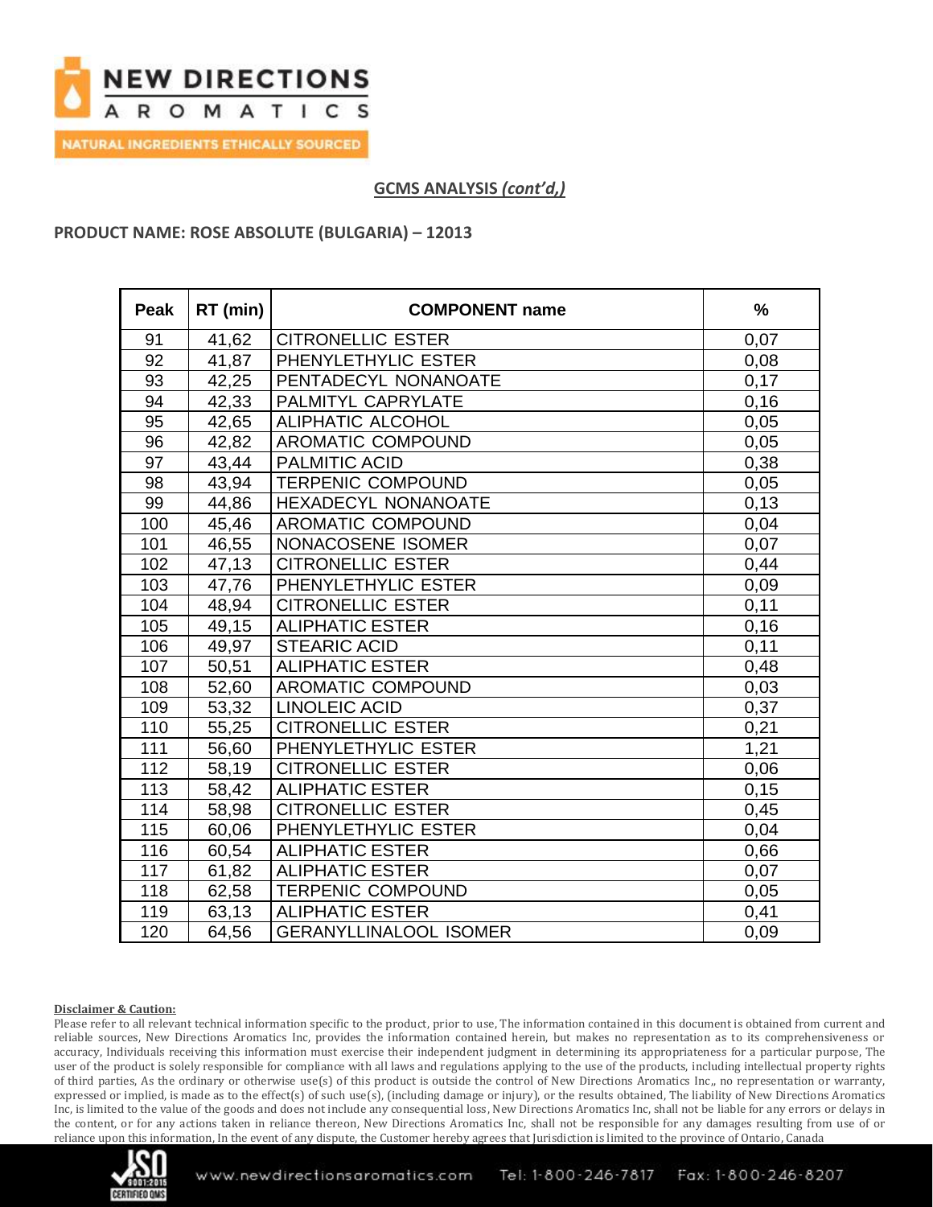## GCMS ANALYSIS *(cont'd,)*

**PRODUCT NAME: ROSE ABSOLUTE (BULGARIA) – 12013**

| Peak | RT (min) | COMPONENT name | % |
|---|---|---|---|
| 91 | 41,62 | CITRONELLIC ESTER | 0,07 |
| 92 | 41,87 | PHENYLETHYLIC ESTER | 0,08 |
| 93 | 42,25 | PENTADECYL NONANOATE | 0,17 |
| 94 | 42,33 | PALMITYL CAPRYLATE | 0,16 |
| 95 | 42,65 | ALIPHATIC ALCOHOL | 0,05 |
| 96 | 42,82 | AROMATIC COMPOUND | 0,05 |
| 97 | 43,44 | PALMITIC ACID | 0,38 |
| 98 | 43,94 | TERPENIC COMPOUND | 0,05 |
| 99 | 44,86 | HEXADECYL NONANOATE | 0,13 |
| 100 | 45,46 | AROMATIC COMPOUND | 0,04 |
| 101 | 46,55 | NONACOSENE ISOMER | 0,07 |
| 102 | 47,13 | CITRONELLIC ESTER | 0,44 |
| 103 | 47,76 | PHENYLETHYLIC ESTER | 0,09 |
| 104 | 48,94 | CITRONELLIC ESTER | 0,11 |
| 105 | 49,15 | ALIPHATIC ESTER | 0,16 |
| 106 | 49,97 | STEARIC ACID | 0,11 |
| 107 | 50,51 | ALIPHATIC ESTER | 0,48 |
| 108 | 52,60 | AROMATIC COMPOUND | 0,03 |
| 109 | 53,32 | LINOLEIC ACID | 0,37 |
| 110 | 55,25 | CITRONELLIC ESTER | 0,21 |
| 111 | 56,60 | PHENYLETHYLIC ESTER | 1,21 |
| 112 | 58,19 | CITRONELLIC ESTER | 0,06 |
| 113 | 58,42 | ALIPHATIC ESTER | 0,15 |
| 114 | 58,98 | CITRONELLIC ESTER | 0,45 |
| 115 | 60,06 | PHENYLETHYLIC ESTER | 0,04 |
| 116 | 60,54 | ALIPHATIC ESTER | 0,66 |
| 117 | 61,82 | ALIPHATIC ESTER | 0,07 |
| 118 | 62,58 | TERPENIC COMPOUND | 0,05 |
| 119 | 63,13 | ALIPHATIC ESTER | 0,41 |
| 120 | 64,56 | GERANYLLINALOOL ISOMER | 0,09 |

**Disclaimer & Caution:**

Please refer to all relevant technical information specific to the product, prior to use, The information contained in this document is obtained from current and reliable sources, New Directions Aromatics Inc, provides the information contained herein, but makes no representation as to its comprehensiveness or accuracy, Individuals receiving this information must exercise their independent judgment in determining its appropriateness for a particular purpose, The user of the product is solely responsible for compliance with all laws and regulations applying to the use of the products, including intellectual property rights of third parties, As the ordinary or otherwise use(s) of this product is outside the control of New Directions Aromatics Inc,, no representation or warranty, expressed or implied, is made as to the effect(s) of such use(s), (including damage or injury), or the results obtained, The liability of New Directions Aromatics Inc, is limited to the value of the goods and does not include any consequential loss, New Directions Aromatics Inc, shall not be liable for any errors or delays in the content, or for any actions taken in reliance thereon, New Directions Aromatics Inc, shall not be responsible for any damages resulting from use of or reliance upon this information, In the event of any dispute, the Customer hereby agrees that Jurisdiction is limited to the province of Ontario, Canada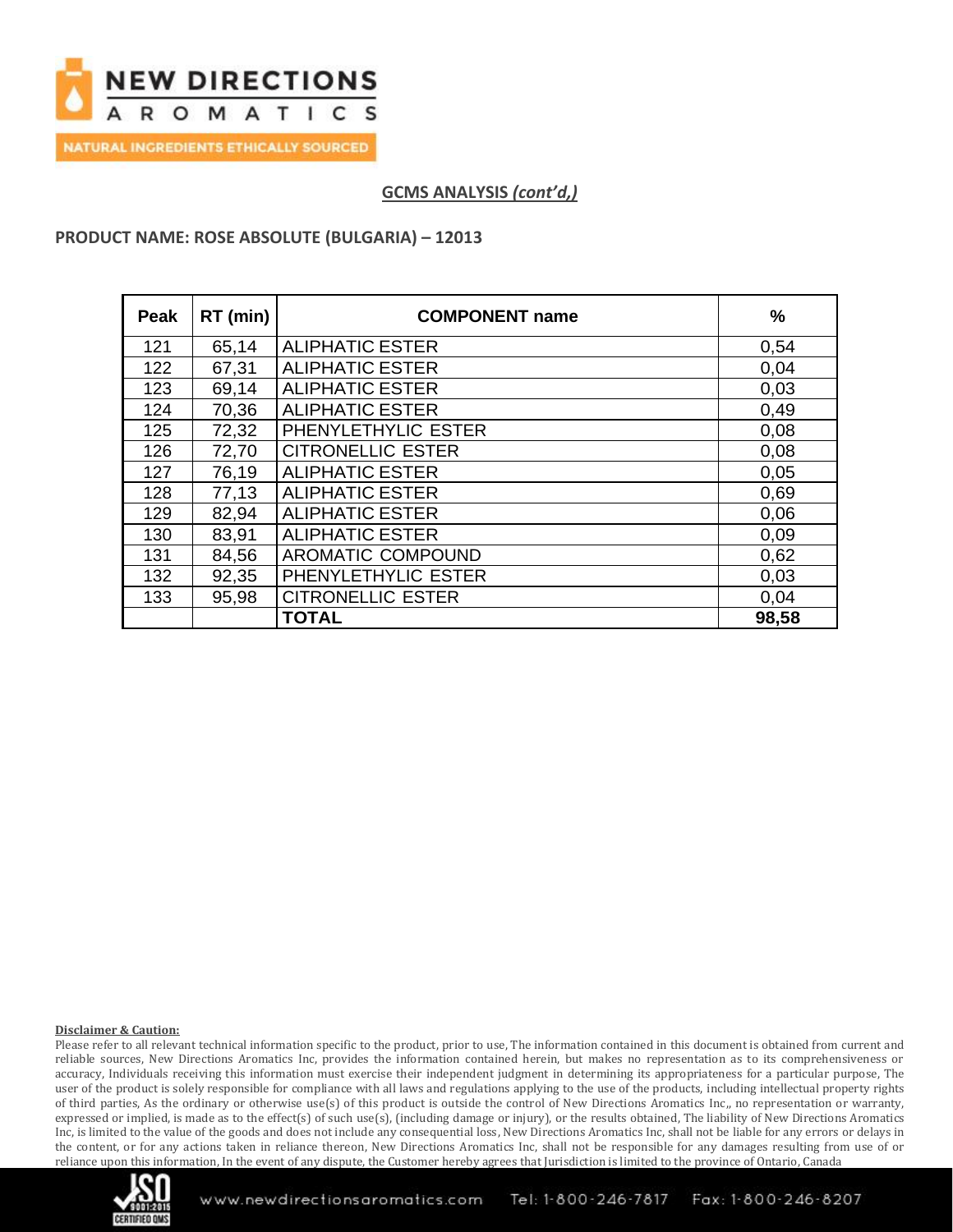**GCMS ANALYSIS *(cont'd,)***

**PRODUCT NAME: ROSE ABSOLUTE (BULGARIA) – 12013**

| Peak | RT (min) | COMPONENT name | % |
|---|---|---|---|
| 121 | 65,14 | ALIPHATIC ESTER | 0,54 |
| 122 | 67,31 | ALIPHATIC ESTER | 0,04 |
| 123 | 69,14 | ALIPHATIC ESTER | 0,03 |
| 124 | 70,36 | ALIPHATIC ESTER | 0,49 |
| 125 | 72,32 | PHENYLETHYLIC ESTER | 0,08 |
| 126 | 72,70 | CITRONELLIC ESTER | 0,08 |
| 127 | 76,19 | ALIPHATIC ESTER | 0,05 |
| 128 | 77,13 | ALIPHATIC ESTER | 0,69 |
| 129 | 82,94 | ALIPHATIC ESTER | 0,06 |
| 130 | 83,91 | ALIPHATIC ESTER | 0,09 |
| 131 | 84,56 | AROMATIC COMPOUND | 0,62 |
| 132 | 92,35 | PHENYLETHYLIC ESTER | 0,03 |
| 133 | 95,98 | CITRONELLIC ESTER | 0,04 |
| | | **TOTAL** | **98,58** |

**Disclaimer & Caution:**

Please refer to all relevant technical information specific to the product, prior to use, The information contained in this document is obtained from current and reliable sources, New Directions Aromatics Inc, provides the information contained herein, but makes no representation as to its comprehensiveness or accuracy, Individuals receiving this information must exercise their independent judgment in determining its appropriateness for a particular purpose, The user of the product is solely responsible for compliance with all laws and regulations applying to the use of the products, including intellectual property rights of third parties, As the ordinary or otherwise use(s) of this product is outside the control of New Directions Aromatics Inc,, no representation or warranty, expressed or implied, is made as to the effect(s) of such use(s), (including damage or injury), or the results obtained, The liability of New Directions Aromatics Inc, is limited to the value of the goods and does not include any consequential loss, New Directions Aromatics Inc, shall not be liable for any errors or delays in the content, or for any actions taken in reliance thereon, New Directions Aromatics Inc, shall not be responsible for any damages resulting from use of or reliance upon this information, In the event of any dispute, the Customer hereby agrees that Jurisdiction is limited to the province of Ontario, Canada

www.newdirectionsaromatics.com Tel: 1-800-246-7817 Fax: 1-800-246-8207